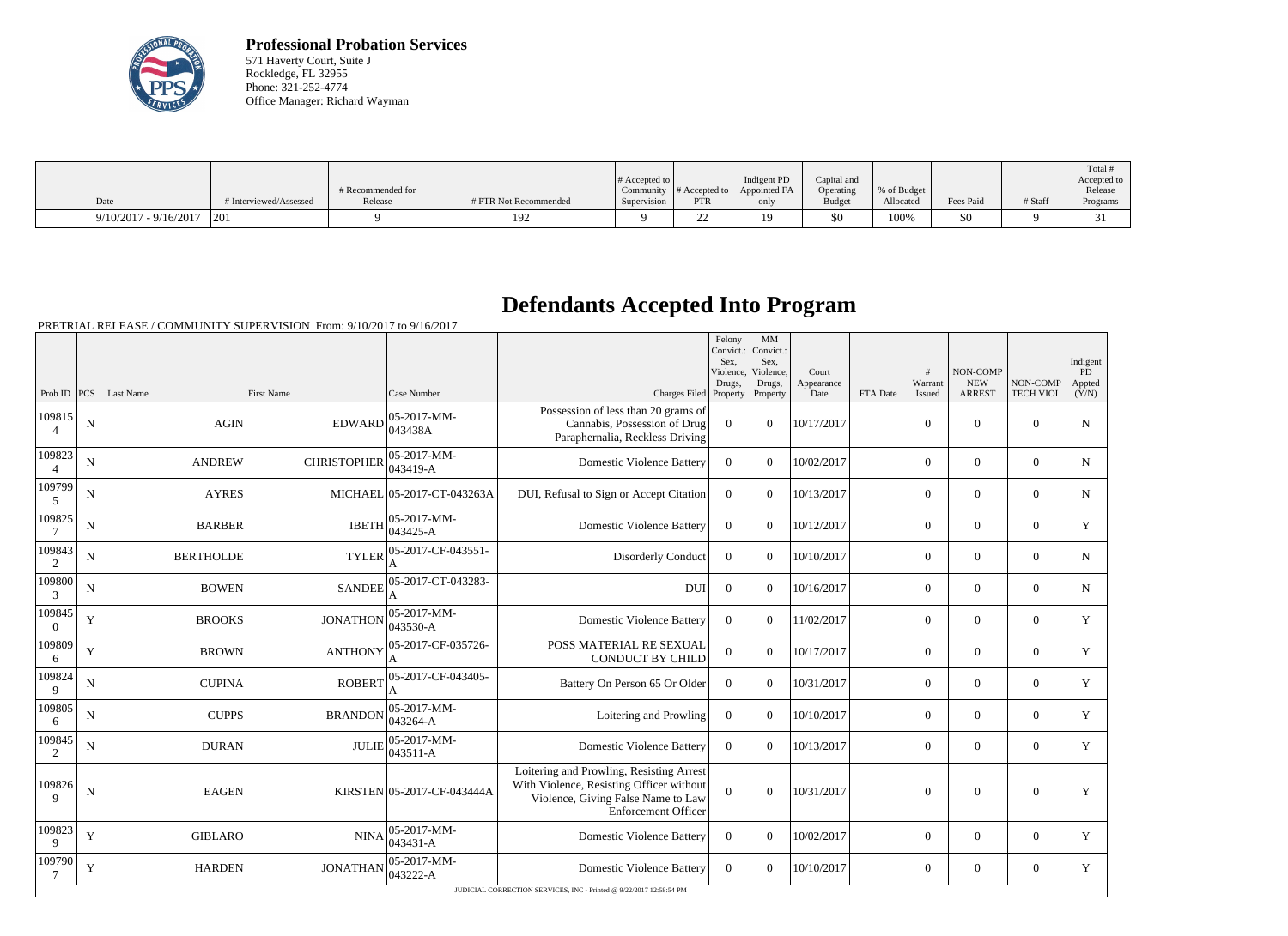**Professional Probation Services**
571 Haverty Court, Suite J
Rockledge, FL 32955
Phone: 321-252-4774
Office Manager: Richard Wayman

| Date | # Interviewed/Assessed | # Recommended for Release | # PTR Not Recommended | # Accepted to Community Supervision | # Accepted to PTR | Indigent PD Appointed FA only | Capital and Operating Budget | % of Budget Allocated | Fees Paid | # Staff | Total # Accepted to Release Programs |
|---|---|---|---|---|---|---|---|---|---|---|---|
| 9/10/2017 - 9/16/2017 | 201 | 9 | 192 | 9 | 22 | 19 | $0 | 100% | $0 | 9 | 31 |

# Defendants Accepted Into Program

PRETRIAL RELEASE / COMMUNITY SUPERVISION From: 9/10/2017 to 9/16/2017

| Prob ID | PCS | Last Name | First Name | Case Number | Charges Filed | Felony Convict.: Sex, Violence, Drugs, Property | MM Convict.: Sex, Violence, Drugs, Property | Court Appearance Date | FTA Date | # Warrant Issued | NON-COMP NEW ARREST | NON-COMP TECH VIOL | Indigent PD Appted (Y/N) |
|---|---|---|---|---|---|---|---|---|---|---|---|---|---|
| 1098154 | N | AGIN | EDWARD | 05-2017-MM-043438A | Possession of less than 20 grams of Cannabis, Possession of Drug Paraphernalia, Reckless Driving | 0 | 0 | 10/17/2017 | | 0 | 0 | 0 | N |
| 1098234 | N | ANDREW | CHRISTOPHER | 05-2017-MM-043419-A | Domestic Violence Battery | 0 | 0 | 10/02/2017 | | 0 | 0 | 0 | N |
| 1097995 | N | AYRES | MICHAEL | 05-2017-CT-043263A | DUI, Refusal to Sign or Accept Citation | 0 | 0 | 10/13/2017 | | 0 | 0 | 0 | N |
| 1098257 | N | BARBER | IBETH | 05-2017-MM-043425-A | Domestic Violence Battery | 0 | 0 | 10/12/2017 | | 0 | 0 | 0 | Y |
| 1098432 | N | BERTHOLDE | TYLER | 05-2017-CF-043551-A | Disorderly Conduct | 0 | 0 | 10/10/2017 | | 0 | 0 | 0 | N |
| 1098003 | N | BOWEN | SANDEE | 05-2017-CT-043283-A | DUI | 0 | 0 | 10/16/2017 | | 0 | 0 | 0 | N |
| 1098450 | Y | BROOKS | JONATHON | 05-2017-MM-043530-A | Domestic Violence Battery | 0 | 0 | 11/02/2017 | | 0 | 0 | 0 | Y |
| 1098096 | Y | BROWN | ANTHONY | 05-2017-CF-035726-A | POSS MATERIAL RE SEXUAL CONDUCT BY CHILD | 0 | 0 | 10/17/2017 | | 0 | 0 | 0 | Y |
| 1098249 | N | CUPINA | ROBERT | 05-2017-CF-043405-A | Battery On Person 65 Or Older | 0 | 0 | 10/31/2017 | | 0 | 0 | 0 | Y |
| 1098056 | N | CUPPS | BRANDON | 05-2017-MM-043264-A | Loitering and Prowling | 0 | 0 | 10/10/2017 | | 0 | 0 | 0 | Y |
| 1098452 | N | DURAN | JULIE | 05-2017-MM-043511-A | Domestic Violence Battery | 0 | 0 | 10/13/2017 | | 0 | 0 | 0 | Y |
| 1098269 | N | EAGEN | KIRSTEN | 05-2017-CF-043444A | Loitering and Prowling, Resisting Arrest With Violence, Resisting Officer without Violence, Giving False Name to Law Enforcement Officer | 0 | 0 | 10/31/2017 | | 0 | 0 | 0 | Y |
| 1098239 | Y | GIBLARO | NINA | 05-2017-MM-043431-A | Domestic Violence Battery | 0 | 0 | 10/02/2017 | | 0 | 0 | 0 | Y |
| 1097907 | Y | HARDEN | JONATHAN | 05-2017-MM-043222-A | Domestic Violence Battery | 0 | 0 | 10/10/2017 | | 0 | 0 | 0 | Y |

JUDICIAL CORRECTION SERVICES, INC - Printed @ 9/22/2017 12:58:54 PM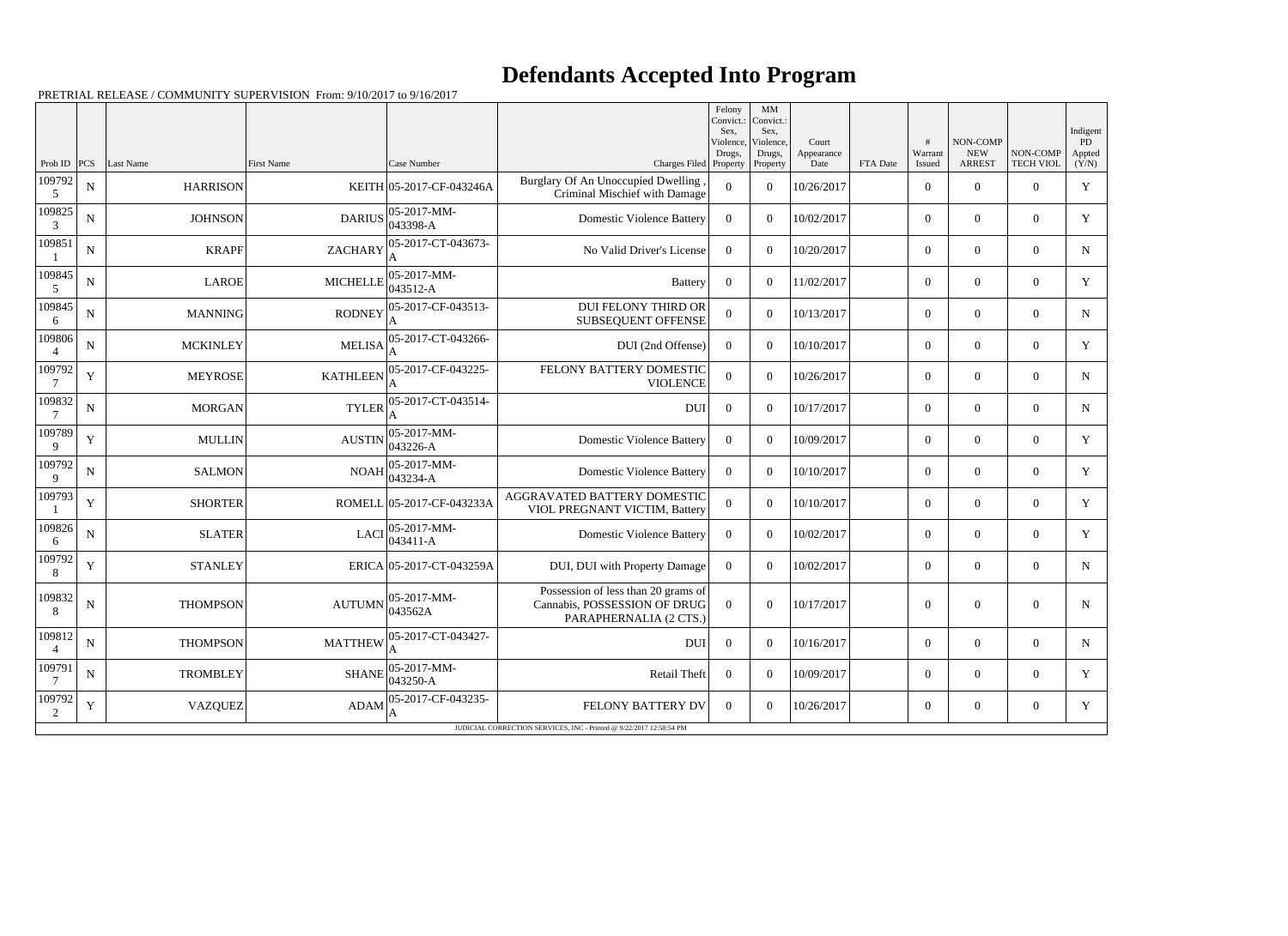# Defendants Accepted Into Program

PRETRIAL RELEASE / COMMUNITY SUPERVISION From: 9/10/2017 to 9/16/2017

| Prob ID | PCS | Last Name | First Name | Case Number | Charges Filed | Felony Convict.: Sex, Violence, Drugs, Property | MM Convict.: Sex, Violence, Drugs, Property | Court Appearance Date | FTA Date | # Warrant Issued | NON-COMP NEW ARREST | NON-COMP TECH VIOL | Indigent PD Appted (Y/N) |
|---|---|---|---|---|---|---|---|---|---|---|---|---|---|
| 1097925 | N | HARRISON | KEITH | 05-2017-CF-043246A | Burglary Of An Unoccupied Dwelling , Criminal Mischief with Damage | 0 | 0 | 10/26/2017 | | 0 | 0 | 0 | Y |
| 1098253 | N | JOHNSON | DARIUS | 05-2017-MM-043398-A | Domestic Violence Battery | 0 | 0 | 10/02/2017 | | 0 | 0 | 0 | Y |
| 1098511 | N | KRAPF | ZACHARY | 05-2017-CT-043673-A | No Valid Driver's License | 0 | 0 | 10/20/2017 | | 0 | 0 | 0 | N |
| 1098455 | N | LAROE | MICHELLE | 05-2017-MM-043512-A | Battery | 0 | 0 | 11/02/2017 | | 0 | 0 | 0 | Y |
| 1098456 | N | MANNING | RODNEY | 05-2017-CF-043513-A | DUI FELONY THIRD OR SUBSEQUENT OFFENSE | 0 | 0 | 10/13/2017 | | 0 | 0 | 0 | N |
| 1098064 | N | MCKINLEY | MELISA | 05-2017-CT-043266-A | DUI (2nd Offense) | 0 | 0 | 10/10/2017 | | 0 | 0 | 0 | Y |
| 1097927 | Y | MEYROSE | KATHLEEN | 05-2017-CF-043225-A | FELONY BATTERY DOMESTIC VIOLENCE | 0 | 0 | 10/26/2017 | | 0 | 0 | 0 | N |
| 1098327 | N | MORGAN | TYLER | 05-2017-CT-043514-A | DUI | 0 | 0 | 10/17/2017 | | 0 | 0 | 0 | N |
| 1097899 | Y | MULLIN | AUSTIN | 05-2017-MM-043226-A | Domestic Violence Battery | 0 | 0 | 10/09/2017 | | 0 | 0 | 0 | Y |
| 1097929 | N | SALMON | NOAH | 05-2017-MM-043234-A | Domestic Violence Battery | 0 | 0 | 10/10/2017 | | 0 | 0 | 0 | Y |
| 1097931 | Y | SHORTER | ROMELL | 05-2017-CF-043233A | AGGRAVATED BATTERY DOMESTIC VIOL PREGNANT VICTIM, Battery | 0 | 0 | 10/10/2017 | | 0 | 0 | 0 | Y |
| 1098266 | N | SLATER | LACI | 05-2017-MM-043411-A | Domestic Violence Battery | 0 | 0 | 10/02/2017 | | 0 | 0 | 0 | Y |
| 1097928 | Y | STANLEY | ERICA | 05-2017-CT-043259A | DUI, DUI with Property Damage | 0 | 0 | 10/02/2017 | | 0 | 0 | 0 | N |
| 1098328 | N | THOMPSON | AUTUMN | 05-2017-MM-043562A | Possession of less than 20 grams of Cannabis, POSSESSION OF DRUG PARAPHERNALIA (2 CTS.) | 0 | 0 | 10/17/2017 | | 0 | 0 | 0 | N |
| 1098124 | N | THOMPSON | MATTHEW | 05-2017-CT-043427-A | DUI | 0 | 0 | 10/16/2017 | | 0 | 0 | 0 | N |
| 1097917 | N | TROMBLEY | SHANE | 05-2017-MM-043250-A | Retail Theft | 0 | 0 | 10/09/2017 | | 0 | 0 | 0 | Y |
| 1097922 | Y | VAZQUEZ | ADAM | 05-2017-CF-043235-A | FELONY BATTERY DV | 0 | 0 | 10/26/2017 | | 0 | 0 | 0 | Y |

JUDICIAL CORRECTION SERVICES, INC - Printed @ 9/22/2017 12:58:54 PM